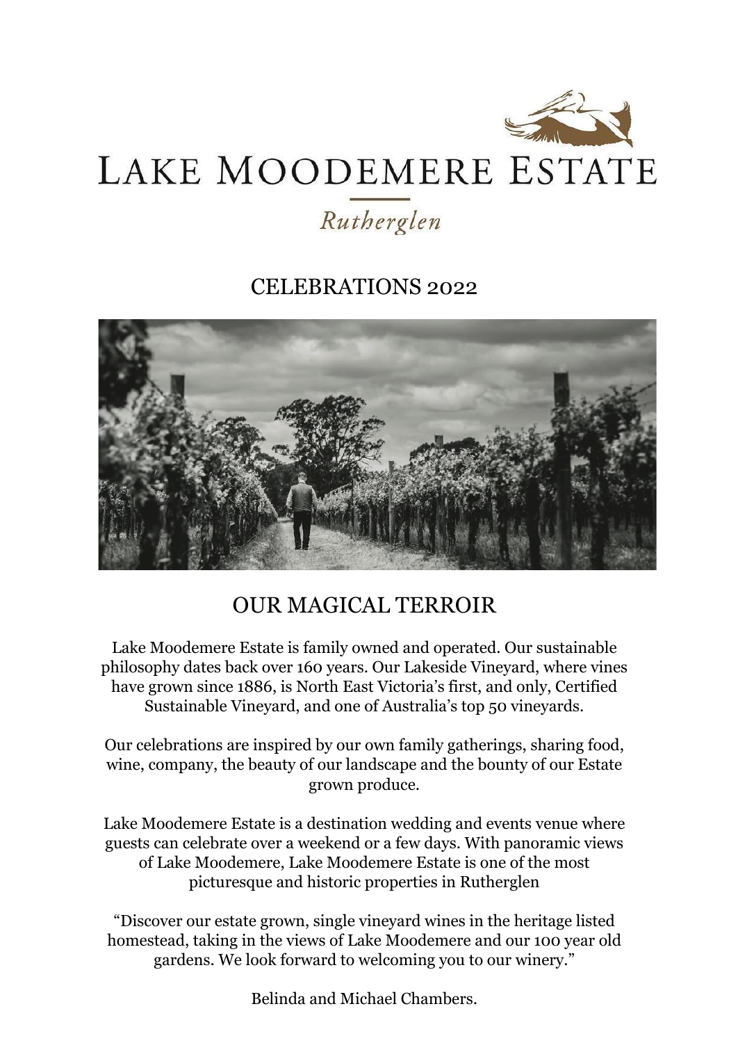# LAKE MOODEMERE ESTATE

*Rutherglen*

## CELEBRATIONS 2022

## OUR MAGICAL TERROIR

Lake Moodemere Estate is family owned and operated. Our sustainable philosophy dates back over 160 years. Our Lakeside Vineyard, where vines have grown since 1886, is North East Victoria's first, and only, Certified Sustainable Vineyard, and one of Australia's top 50 vineyards.

Our celebrations are inspired by our own family gatherings, sharing food, wine, company, the beauty of our landscape and the bounty of our Estate grown produce.

Lake Moodemere Estate is a destination wedding and events venue where guests can celebrate over a weekend or a few days. With panoramic views of Lake Moodemere, Lake Moodemere Estate is one of the most picturesque and historic properties in Rutherglen

"Discover our estate grown, single vineyard wines in the heritage listed homestead, taking in the views of Lake Moodemere and our 100 year old gardens. We look forward to welcoming you to our winery."

Belinda and Michael Chambers.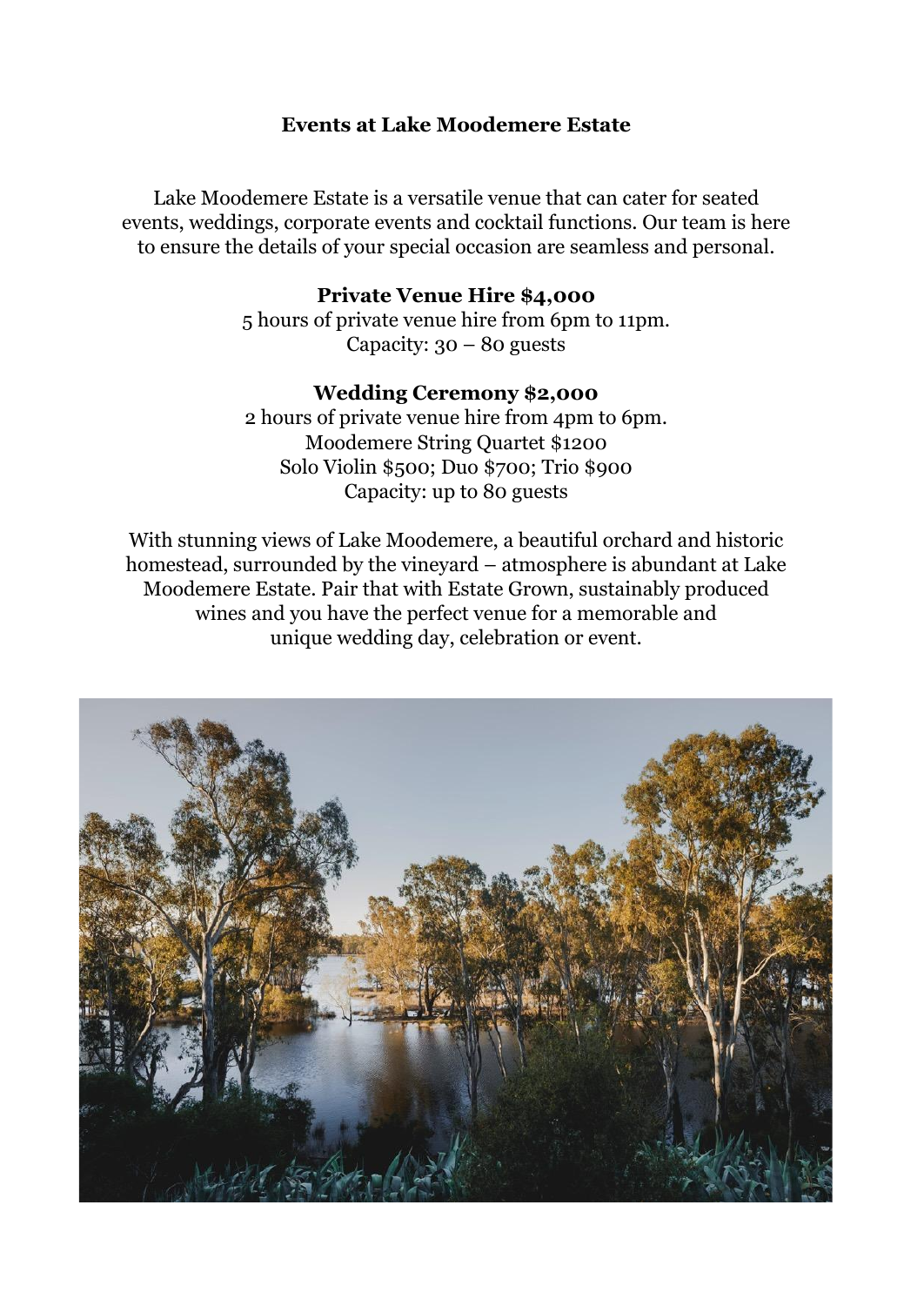# Events at Lake Moodemere Estate

Lake Moodemere Estate is a versatile venue that can cater for seated events, weddings, corporate events and cocktail functions. Our team is here to ensure the details of your special occasion are seamless and personal.

**Private Venue Hire $4,000**
5 hours of private venue hire from 6pm to 11pm.
Capacity: 30 – 80 guests

**Wedding Ceremony $2,000**
2 hours of private venue hire from 4pm to 6pm.
Moodemere String Quartet $1200
Solo Violin $500; Duo $700; Trio $900
Capacity: up to 80 guests

With stunning views of Lake Moodemere, a beautiful orchard and historic homestead, surrounded by the vineyard – atmosphere is abundant at Lake Moodemere Estate. Pair that with Estate Grown, sustainably produced wines and you have the perfect venue for a memorable and unique wedding day, celebration or event.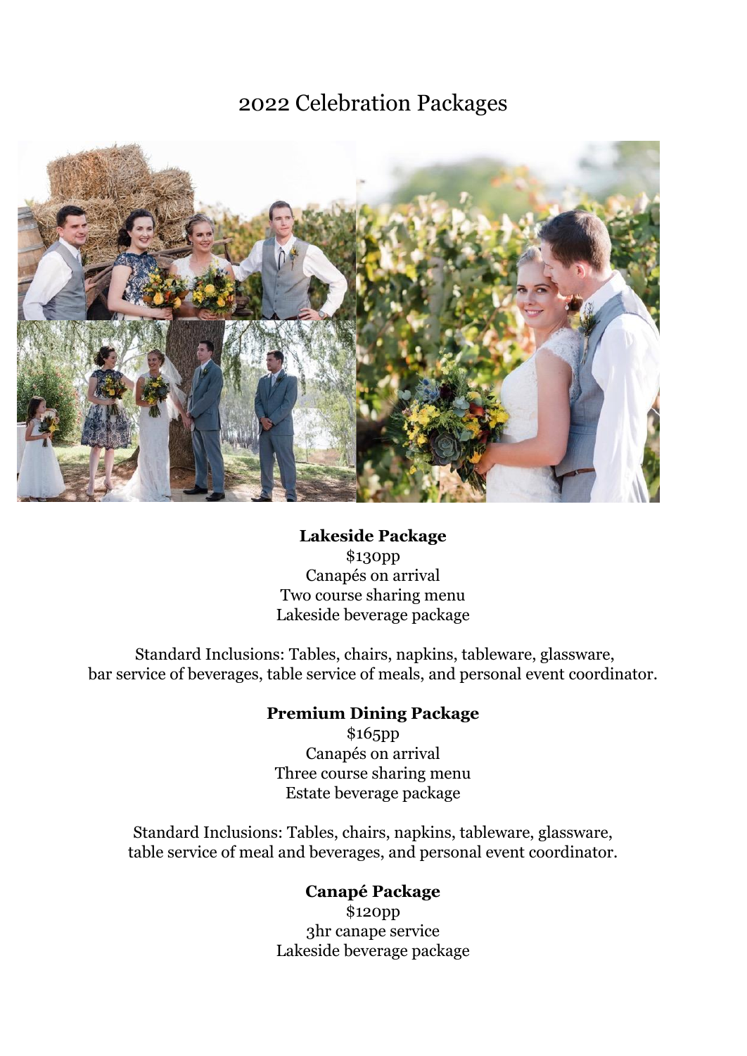# 2022 Celebration Packages

**Lakeside Package**
$130pp
Canapés on arrival
Two course sharing menu
Lakeside beverage package

Standard Inclusions: Tables, chairs, napkins, tableware, glassware, bar service of beverages, table service of meals, and personal event coordinator.

**Premium Dining Package**
$165pp
Canapés on arrival
Three course sharing menu
Estate beverage package

Standard Inclusions: Tables, chairs, napkins, tableware, glassware, table service of meal and beverages, and personal event coordinator.

**Canapé Package**
$120pp
3hr canape service
Lakeside beverage package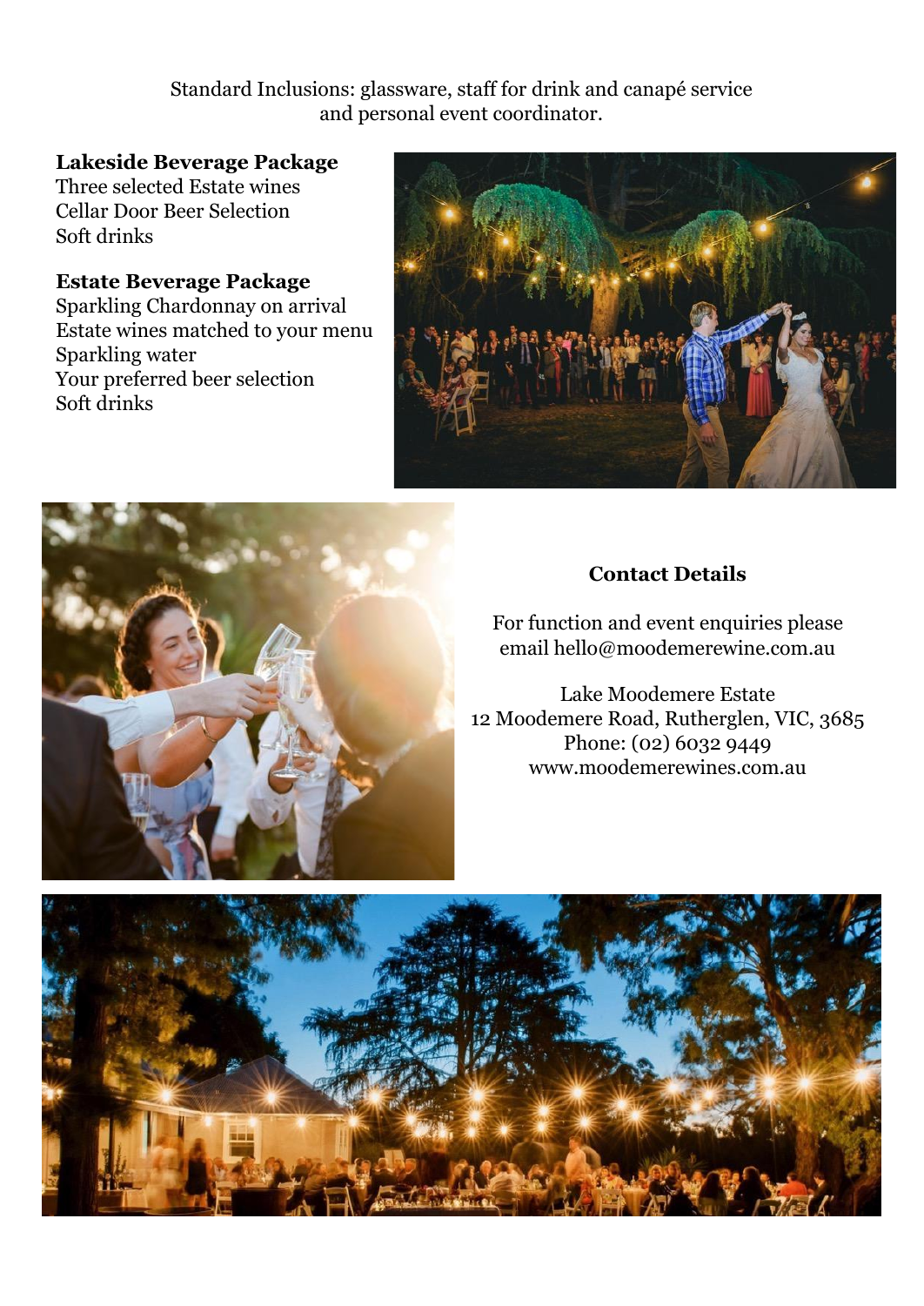Standard Inclusions: glassware, staff for drink and canapé service and personal event coordinator.

**Lakeside Beverage Package**
Three selected Estate wines
Cellar Door Beer Selection
Soft drinks

**Estate Beverage Package**
Sparkling Chardonnay on arrival
Estate wines matched to your menu
Sparkling water
Your preferred beer selection
Soft drinks

**Contact Details**

For function and event enquiries please email hello@moodemerewine.com.au

Lake Moodemere Estate
12 Moodemere Road, Rutherglen, VIC, 3685
Phone: (02) 6032 9449
www.moodemerewines.com.au